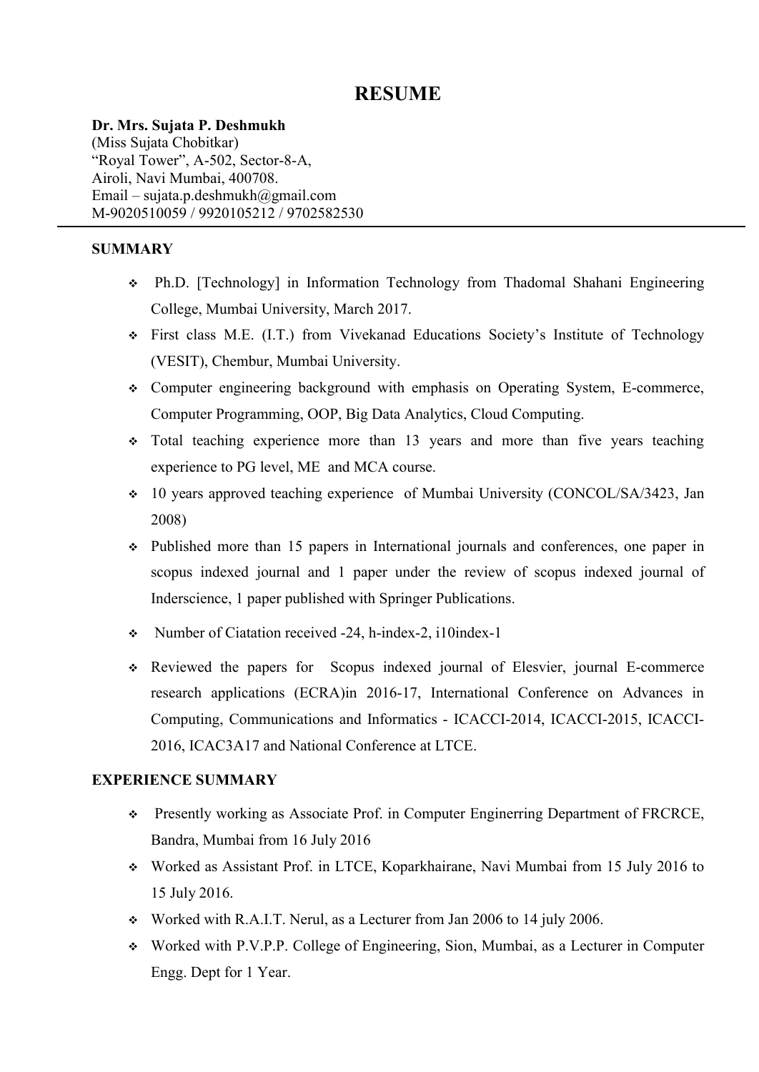# RESUME

**Dr. Mrs. Sujata P. Deshmukh**
(Miss Sujata Chobitkar)
"Royal Tower", A-502, Sector-8-A,
Airoli, Navi Mumbai, 400708.
Email – sujata.p.deshmukh@gmail.com
M-9020510059 / 9920105212 / 9702582530

---

**SUMMARY**

- Ph.D. [Technology] in Information Technology from Thadomal Shahani Engineering College, Mumbai University, March 2017.
- First class M.E. (I.T.) from Vivekanad Educations Society's Institute of Technology (VESIT), Chembur, Mumbai University.
- Computer engineering background with emphasis on Operating System, E-commerce, Computer Programming, OOP, Big Data Analytics, Cloud Computing.
- Total teaching experience more than 13 years and more than five years teaching experience to PG level, ME and MCA course.
- 10 years approved teaching experience of Mumbai University (CONCOL/SA/3423, Jan 2008)
- Published more than 15 papers in International journals and conferences, one paper in scopus indexed journal and 1 paper under the review of scopus indexed journal of Inderscience, 1 paper published with Springer Publications.
- Number of Ciatation received -24, h-index-2, i10index-1
- Reviewed the papers for Scopus indexed journal of Elesvier, journal E-commerce research applications (ECRA)in 2016-17, International Conference on Advances in Computing, Communications and Informatics - ICACCI-2014, ICACCI-2015, ICACCI-2016, ICAC3A17 and National Conference at LTCE.

**EXPERIENCE SUMMARY**

- Presently working as Associate Prof. in Computer Enginerring Department of FRCRCE, Bandra, Mumbai from 16 July 2016
- Worked as Assistant Prof. in LTCE, Koparkhairane, Navi Mumbai from 15 July 2016 to 15 July 2016.
- Worked with R.A.I.T. Nerul, as a Lecturer from Jan 2006 to 14 july 2006.
- Worked with P.V.P.P. College of Engineering, Sion, Mumbai, as a Lecturer in Computer Engg. Dept for 1 Year.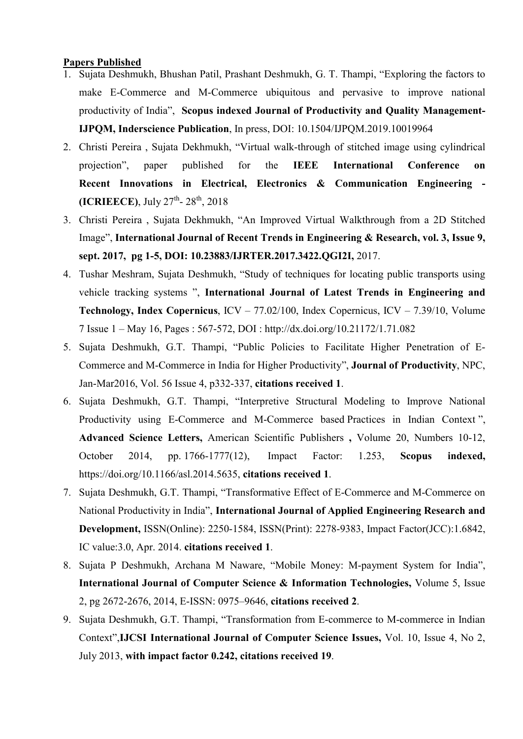**Papers Published**

1. Sujata Deshmukh, Bhushan Patil, Prashant Deshmukh, G. T. Thampi, "Exploring the factors to make E-Commerce and M-Commerce ubiquitous and pervasive to improve national productivity of India", **Scopus indexed Journal of Productivity and Quality Management-IJPQM, Inderscience Publication**, In press, DOI: 10.1504/IJPQM.2019.10019964
2. Christi Pereira , Sujata Dekhmukh, "Virtual walk-through of stitched image using cylindrical projection", paper published for the **IEEE International Conference on Recent Innovations in Electrical, Electronics & Communication Engineering - (ICRIEECE)**, July 27th- 28th, 2018
3. Christi Pereira , Sujata Dekhmukh, "An Improved Virtual Walkthrough from a 2D Stitched Image", **International Journal of Recent Trends in Engineering & Research, vol. 3, Issue 9, sept. 2017, pg 1-5, DOI: 10.23883/IJRTER.2017.3422.QGI2I,** 2017.
4. Tushar Meshram, Sujata Deshmukh, "Study of techniques for locating public transports using vehicle tracking systems ", **International Journal of Latest Trends in Engineering and Technology, Index Copernicus**, ICV – 77.02/100, Index Copernicus, ICV – 7.39/10, Volume 7 Issue 1 – May 16, Pages : 567-572, DOI : http://dx.doi.org/10.21172/1.71.082
5. Sujata Deshmukh, G.T. Thampi, "Public Policies to Facilitate Higher Penetration of E-Commerce and M-Commerce in India for Higher Productivity", **Journal of Productivity**, NPC, Jan-Mar2016, Vol. 56 Issue 4, p332-337, **citations received 1**.
6. Sujata Deshmukh, G.T. Thampi, "Interpretive Structural Modeling to Improve National Productivity using E-Commerce and M-Commerce based Practices in Indian Context ", **Advanced Science Letters,** American Scientific Publishers **,** Volume 20, Numbers 10-12, October 2014, pp. 1766-1777(12), Impact Factor: 1.253, **Scopus indexed,** https://doi.org/10.1166/asl.2014.5635, **citations received 1**.
7. Sujata Deshmukh, G.T. Thampi, "Transformative Effect of E-Commerce and M-Commerce on National Productivity in India", **International Journal of Applied Engineering Research and Development,** ISSN(Online): 2250-1584, ISSN(Print): 2278-9383, Impact Factor(JCC):1.6842, IC value:3.0, Apr. 2014. **citations received 1**.
8. Sujata P Deshmukh, Archana M Naware, "Mobile Money: M-payment System for India", **International Journal of Computer Science & Information Technologies,** Volume 5, Issue 2, pg 2672-2676, 2014, E-ISSN: 0975–9646, **citations received 2**.
9. Sujata Deshmukh, G.T. Thampi, "Transformation from E-commerce to M-commerce in Indian Context",**IJCSI International Journal of Computer Science Issues,** Vol. 10, Issue 4, No 2, July 2013, **with impact factor 0.242, citations received 19**.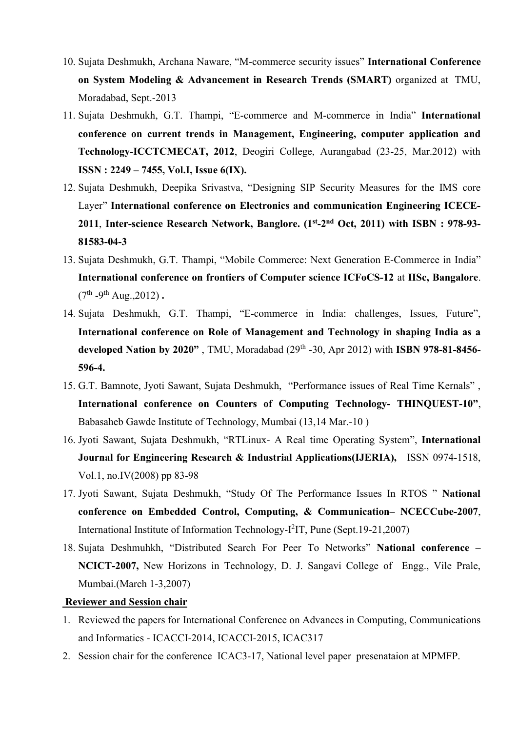10. Sujata Deshmukh, Archana Naware, "M-commerce security issues" **International Conference on System Modeling & Advancement in Research Trends (SMART)** organized at TMU, Moradabad, Sept.-2013
11. Sujata Deshmukh, G.T. Thampi, "E-commerce and M-commerce in India" **International conference on current trends in Management, Engineering, computer application and Technology-ICCTCMECAT, 2012**, Deogiri College, Aurangabad (23-25, Mar.2012) with **ISSN : 2249 – 7455, Vol.I, Issue 6(IX).**
12. Sujata Deshmukh, Deepika Srivastva, "Designing SIP Security Measures for the IMS core Layer" **International conference on Electronics and communication Engineering ICECE-2011**, **Inter-science Research Network, Banglore. (1st-2nd Oct, 2011) with ISBN : 978-93-81583-04-3**
13. Sujata Deshmukh, G.T. Thampi, "Mobile Commerce: Next Generation E-Commerce in India" **International conference on frontiers of Computer science ICFoCS-12** at **IISc, Bangalore**. (7th -9th Aug.,2012) **.**
14. Sujata Deshmukh, G.T. Thampi, "E-commerce in India: challenges, Issues, Future", **International conference on Role of Management and Technology in shaping India as a developed Nation by 2020"** , TMU, Moradabad (29th -30, Apr 2012) with **ISBN 978-81-8456-596-4.**
15. G.T. Bamnote, Jyoti Sawant, Sujata Deshmukh, "Performance issues of Real Time Kernals" , **International conference on Counters of Computing Technology- THINQUEST-10"**, Babasaheb Gawde Institute of Technology, Mumbai (13,14 Mar.-10 )
16. Jyoti Sawant, Sujata Deshmukh, "RTLinux- A Real time Operating System", **International Journal for Engineering Research & Industrial Applications(IJERIA),** ISSN 0974-1518, Vol.1, no.IV(2008) pp 83-98
17. Jyoti Sawant, Sujata Deshmukh, "Study Of The Performance Issues In RTOS " **National conference on Embedded Control, Computing, & Communication– NCECCube-2007**, International Institute of Information Technology-I$^2$IT, Pune (Sept.19-21,2007)
18. Sujata Deshmuhkh, "Distributed Search For Peer To Networks" **National conference – NCICT-2007,** New Horizons in Technology, D. J. Sangavi College of Engg., Vile Prale, Mumbai.(March 1-3,2007)

**Reviewer and Session chair**

1. Reviewed the papers for International Conference on Advances in Computing, Communications and Informatics - ICACCI-2014, ICACCI-2015, ICAC317
2. Session chair for the conference ICAC3-17, National level paper presenataion at MPMFP.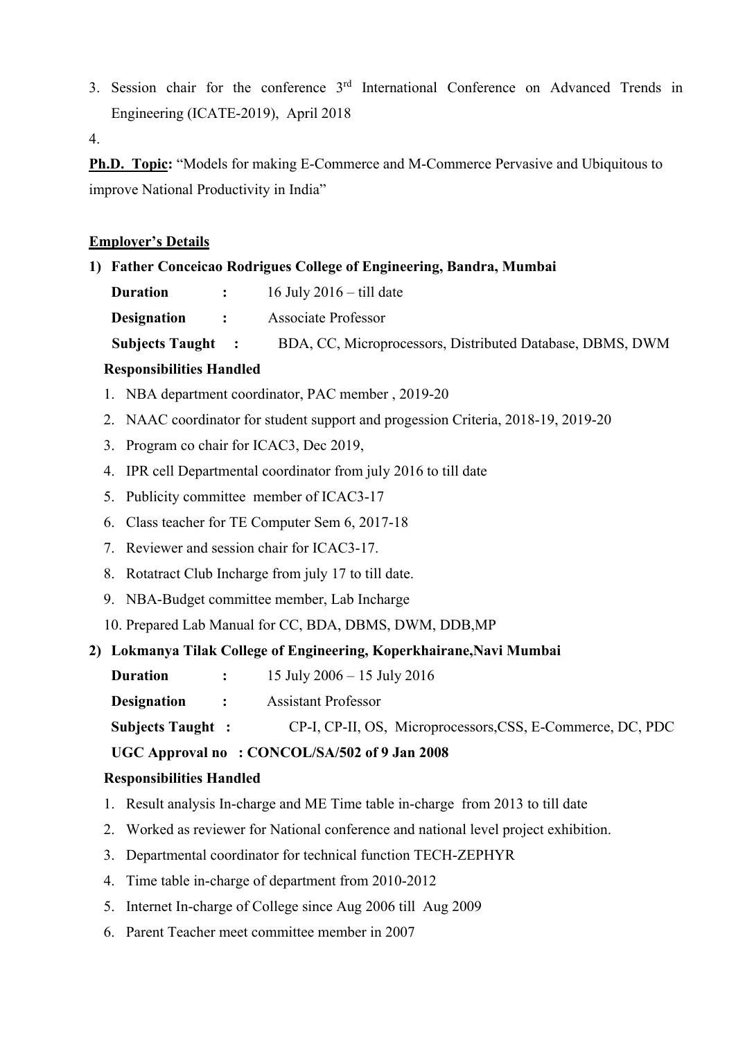3. Session chair for the conference 3rd International Conference on Advanced Trends in Engineering (ICATE-2019), April 2018
4.

**Ph.D. Topic:** "Models for making E-Commerce and M-Commerce Pervasive and Ubiquitous to improve National Productivity in India"

**Employer's Details**

**1) Father Conceicao Rodrigues College of Engineering, Bandra, Mumbai**

**Duration** : 16 July 2016 – till date

**Designation** : Associate Professor

**Subjects Taught** : BDA, CC, Microprocessors, Distributed Database, DBMS, DWM

**Responsibilities Handled**

1. NBA department coordinator, PAC member , 2019-20
2. NAAC coordinator for student support and progession Criteria, 2018-19, 2019-20
3. Program co chair for ICAC3, Dec 2019,
4. IPR cell Departmental coordinator from july 2016 to till date
5. Publicity committee member of ICAC3-17
6. Class teacher for TE Computer Sem 6, 2017-18
7. Reviewer and session chair for ICAC3-17.
8. Rotatract Club Incharge from july 17 to till date.
9. NBA-Budget committee member, Lab Incharge
10. Prepared Lab Manual for CC, BDA, DBMS, DWM, DDB,MP

**2) Lokmanya Tilak College of Engineering, Koperkhairane,Navi Mumbai**

**Duration** : 15 July 2006 – 15 July 2016

**Designation** : Assistant Professor

**Subjects Taught** : CP-I, CP-II, OS, Microprocessors,CSS, E-Commerce, DC, PDC

**UGC Approval no : CONCOL/SA/502 of 9 Jan 2008**

**Responsibilities Handled**

1. Result analysis In-charge and ME Time table in-charge from 2013 to till date
2. Worked as reviewer for National conference and national level project exhibition.
3. Departmental coordinator for technical function TECH-ZEPHYR
4. Time table in-charge of department from 2010-2012
5. Internet In-charge of College since Aug 2006 till Aug 2009
6. Parent Teacher meet committee member in 2007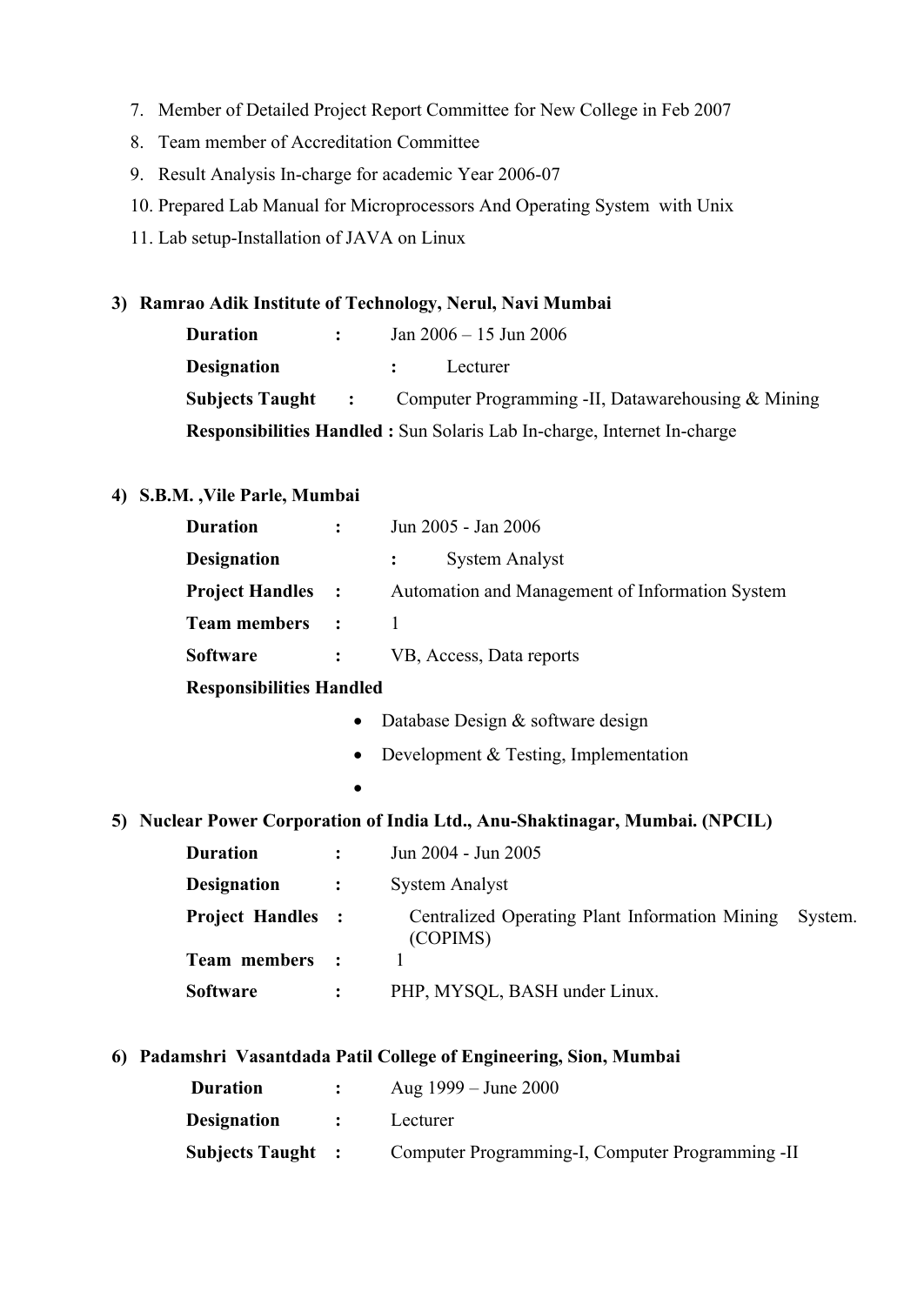7. Member of Detailed Project Report Committee for New College in Feb 2007
8. Team member of Accreditation Committee
9. Result Analysis In-charge for academic Year 2006-07
10. Prepared Lab Manual for Microprocessors And Operating System with Unix
11. Lab setup-Installation of JAVA on Linux

**3) Ramrao Adik Institute of Technology, Nerul, Navi Mumbai**

**Duration** : Jan 2006 – 15 Jun 2006

**Designation** : Lecturer

**Subjects Taught** : Computer Programming -II, Datawarehousing & Mining

**Responsibilities Handled :** Sun Solaris Lab In-charge, Internet In-charge

**4) S.B.M. ,Vile Parle, Mumbai**

**Duration** : Jun 2005 - Jan 2006

**Designation** : System Analyst

**Project Handles** : Automation and Management of Information System

**Team members** : 1

**Software** : VB, Access, Data reports

**Responsibilities Handled**

- Database Design & software design
- Development & Testing, Implementation
- 

**5) Nuclear Power Corporation of India Ltd., Anu-Shaktinagar, Mumbai. (NPCIL)**

**Duration** : Jun 2004 - Jun 2005

**Designation** : System Analyst

**Project Handles** : Centralized Operating Plant Information Mining System. (COPIMS)

**Team members** : 1

**Software** : PHP, MYSQL, BASH under Linux.

**6) Padamshri Vasantdada Patil College of Engineering, Sion, Mumbai**

**Duration** : Aug 1999 – June 2000

**Designation** : Lecturer

**Subjects Taught** : Computer Programming-I, Computer Programming -II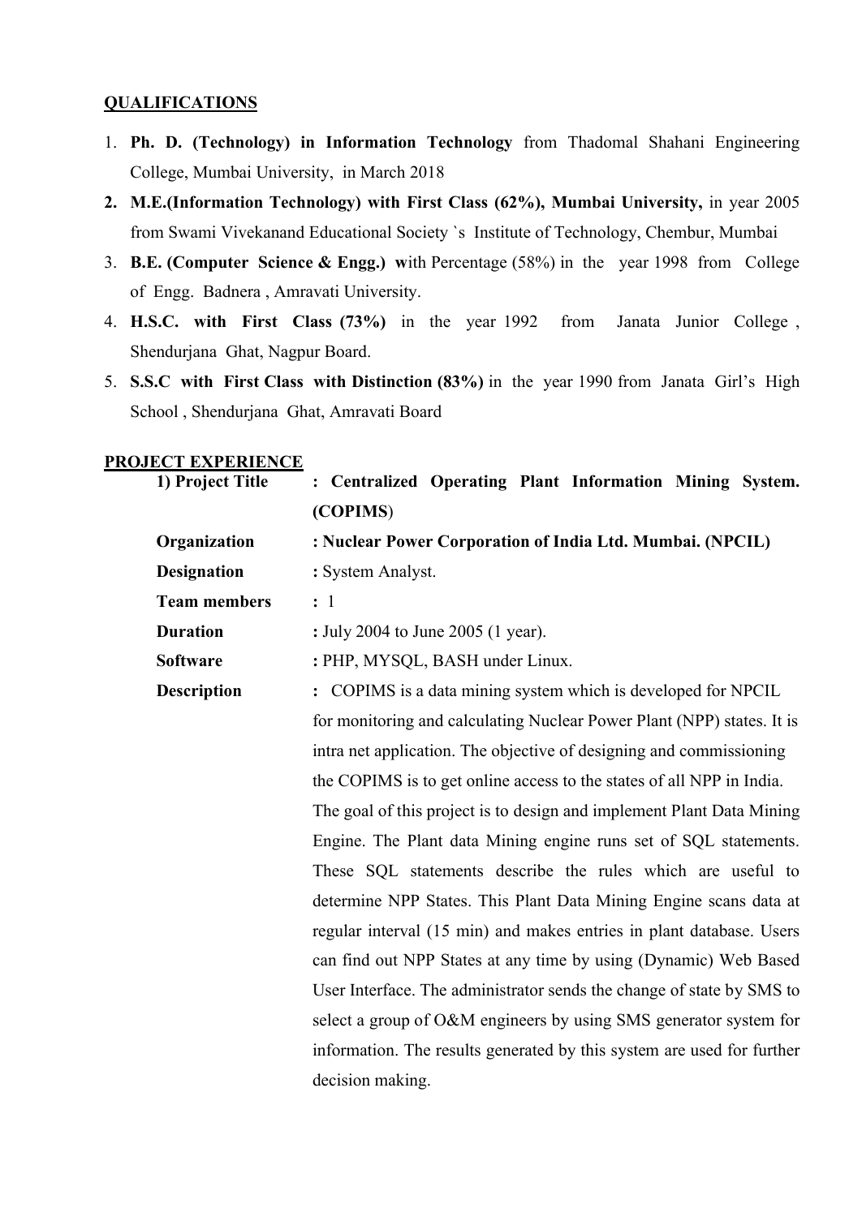## QUALIFICATIONS

1. **Ph. D. (Technology) in Information Technology** from Thadomal Shahani Engineering College, Mumbai University, in March 2018
2. **M.E.(Information Technology) with First Class (62%), Mumbai University,** in year 2005 from Swami Vivekanand Educational Society `s Institute of Technology, Chembur, Mumbai
3. **B.E. (Computer Science & Engg.) w**ith Percentage (58%) in the year 1998 from College of Engg. Badnera , Amravati University.
4. **H.S.C. with First Class (73%)** in the year 1992 from Janata Junior College , Shendurjana Ghat, Nagpur Board.
5. **S.S.C with First Class with Distinction (83%)** in the year 1990 from Janata Girl's High School , Shendurjana Ghat, Amravati Board

## PROJECT EXPERIENCE

| | |
|---|---|
| **1) Project Title** | **: Centralized Operating Plant Information Mining System. (COPIMS**) |
| **Organization** | **: Nuclear Power Corporation of India Ltd. Mumbai. (NPCIL)** |
| **Designation** | **:** System Analyst. |
| **Team members** | **:** 1 |
| **Duration** | **:** July 2004 to June 2005 (1 year). |
| **Software** | **:** PHP, MYSQL, BASH under Linux. |
| **Description** | **:** COPIMS is a data mining system which is developed for NPCIL for monitoring and calculating Nuclear Power Plant (NPP) states. It is intra net application. The objective of designing and commissioning the COPIMS is to get online access to the states of all NPP in India. The goal of this project is to design and implement Plant Data Mining Engine. The Plant data Mining engine runs set of SQL statements. These SQL statements describe the rules which are useful to determine NPP States. This Plant Data Mining Engine scans data at regular interval (15 min) and makes entries in plant database. Users can find out NPP States at any time by using (Dynamic) Web Based User Interface. The administrator sends the change of state by SMS to select a group of O&M engineers by using SMS generator system for information. The results generated by this system are used for further decision making. |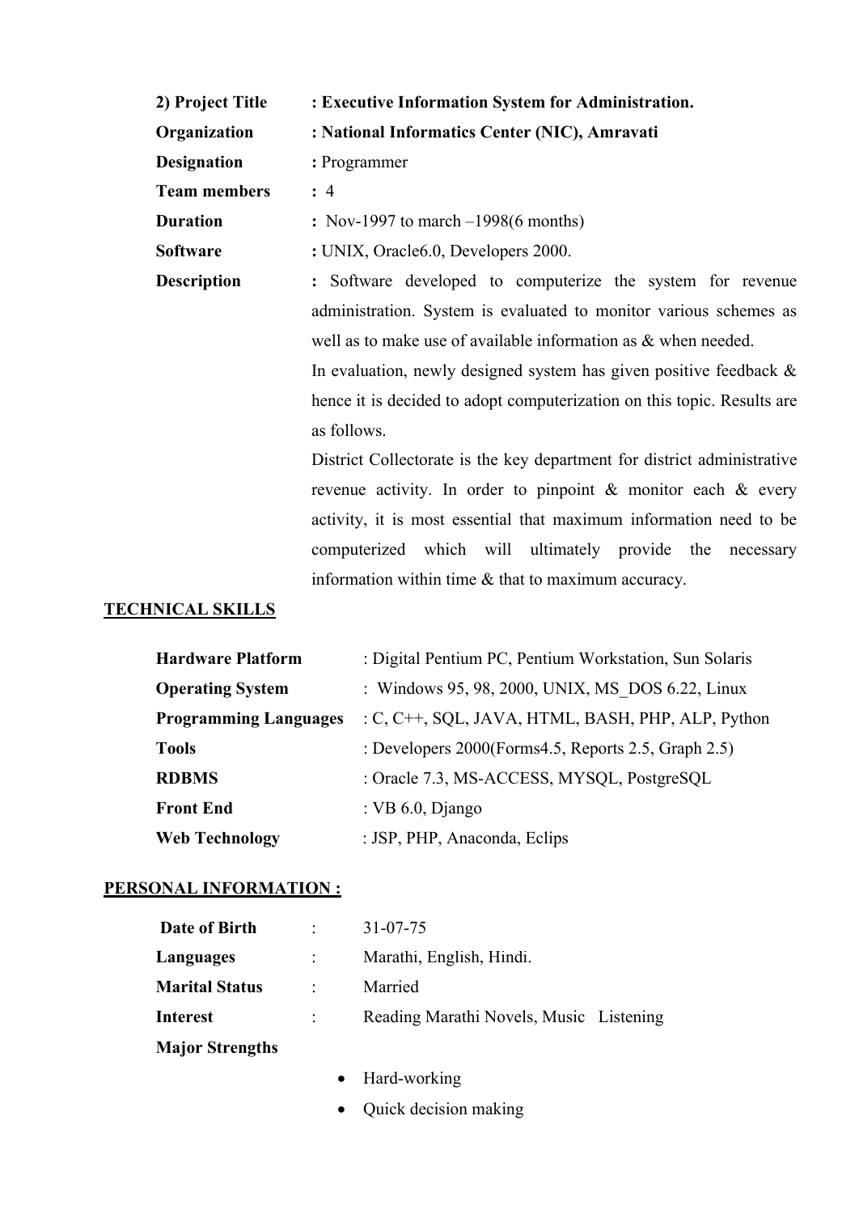**2) Project Title** : **Executive Information System for Administration.**

**Organization** : **National Informatics Center (NIC), Amravati**

**Designation** : Programmer

**Team members** : 4

**Duration** : Nov-1997 to march –1998(6 months)

**Software** : UNIX, Oracle6.0, Developers 2000.

**Description** : Software developed to computerize the system for revenue administration. System is evaluated to monitor various schemes as well as to make use of available information as & when needed.

In evaluation, newly designed system has given positive feedback & hence it is decided to adopt computerization on this topic. Results are as follows.

District Collectorate is the key department for district administrative revenue activity. In order to pinpoint & monitor each & every activity, it is most essential that maximum information need to be computerized which will ultimately provide the necessary information within time & that to maximum accuracy.

## TECHNICAL SKILLS

| | |
|---|---|
| **Hardware Platform** | : Digital Pentium PC, Pentium Workstation, Sun Solaris |
| **Operating System** | : Windows 95, 98, 2000, UNIX, MS_DOS 6.22, Linux |
| **Programming Languages** | : C, C++, SQL, JAVA, HTML, BASH, PHP, ALP, Python |
| **Tools** | : Developers 2000(Forms4.5, Reports 2.5, Graph 2.5) |
| **RDBMS** | : Oracle 7.3, MS-ACCESS, MYSQL, PostgreSQL |
| **Front End** | : VB 6.0, Django |
| **Web Technology** | : JSP, PHP, Anaconda, Eclips |

## PERSONAL INFORMATION :

| | | |
|---|---|---|
| **Date of Birth** | : | 31-07-75 |
| **Languages** | : | Marathi, English, Hindi. |
| **Marital Status** | : | Married |
| **Interest** | : | Reading Marathi Novels, Music Listening |

**Major Strengths**

- Hard-working
- Quick decision making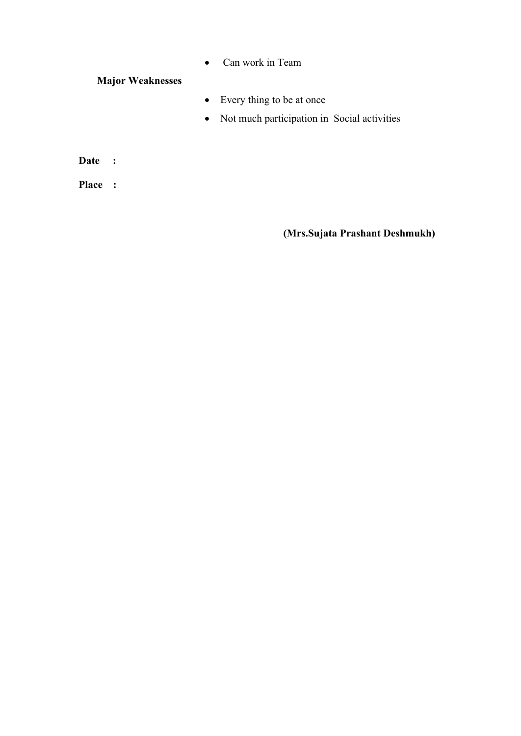- Can work in Team

**Major Weaknesses**

- Every thing to be at once
- Not much participation in Social activities

**Date :**

**Place :**

**(Mrs.Sujata Prashant Deshmukh)**